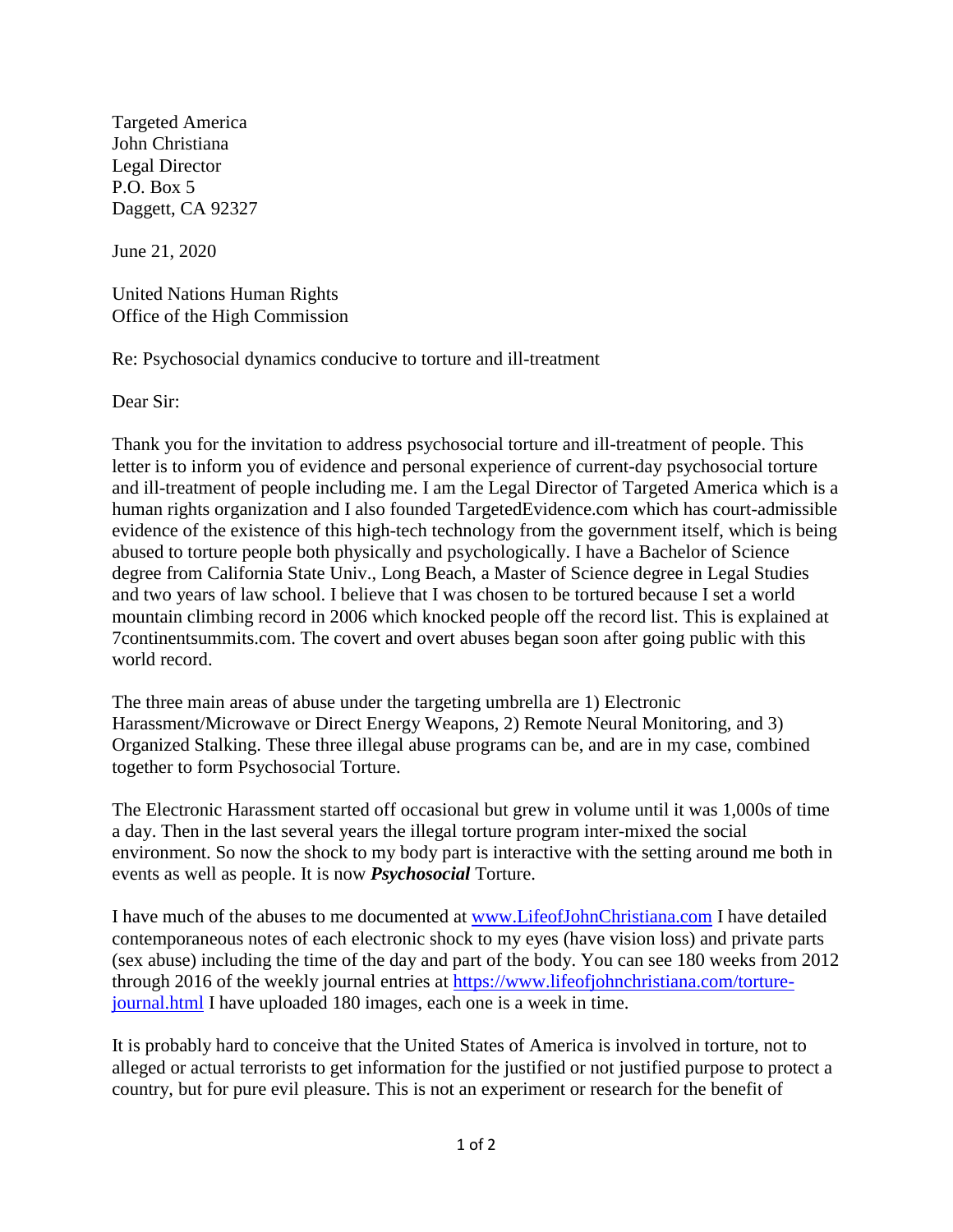Targeted America
John Christiana
Legal Director
P.O. Box 5
Daggett, CA 92327

June 21, 2020

United Nations Human Rights
Office of the High Commission

Re: Psychosocial dynamics conducive to torture and ill-treatment

Dear Sir:

Thank you for the invitation to address psychosocial torture and ill-treatment of people. This letter is to inform you of evidence and personal experience of current-day psychosocial torture and ill-treatment of people including me. I am the Legal Director of Targeted America which is a human rights organization and I also founded TargetedEvidence.com which has court-admissible evidence of the existence of this high-tech technology from the government itself, which is being abused to torture people both physically and psychologically. I have a Bachelor of Science degree from California State Univ., Long Beach, a Master of Science degree in Legal Studies and two years of law school. I believe that I was chosen to be tortured because I set a world mountain climbing record in 2006 which knocked people off the record list. This is explained at 7continentsummits.com. The covert and overt abuses began soon after going public with this world record.

The three main areas of abuse under the targeting umbrella are 1) Electronic Harassment/Microwave or Direct Energy Weapons, 2) Remote Neural Monitoring, and 3) Organized Stalking. These three illegal abuse programs can be, and are in my case, combined together to form Psychosocial Torture.

The Electronic Harassment started off occasional but grew in volume until it was 1,000s of time a day. Then in the last several years the illegal torture program inter-mixed the social environment. So now the shock to my body part is interactive with the setting around me both in events as well as people. It is now ***Psychosocial*** Torture.

I have much of the abuses to me documented at [www.LifeofJohnChristiana.com](www.LifeofJohnChristiana.com) I have detailed contemporaneous notes of each electronic shock to my eyes (have vision loss) and private parts (sex abuse) including the time of the day and part of the body. You can see 180 weeks from 2012 through 2016 of the weekly journal entries at [https://www.lifeofjohnchristiana.com/torture-journal.html](https://www.lifeofjohnchristiana.com/torture-journal.html) I have uploaded 180 images, each one is a week in time.

It is probably hard to conceive that the United States of America is involved in torture, not to alleged or actual terrorists to get information for the justified or not justified purpose to protect a country, but for pure evil pleasure. This is not an experiment or research for the benefit of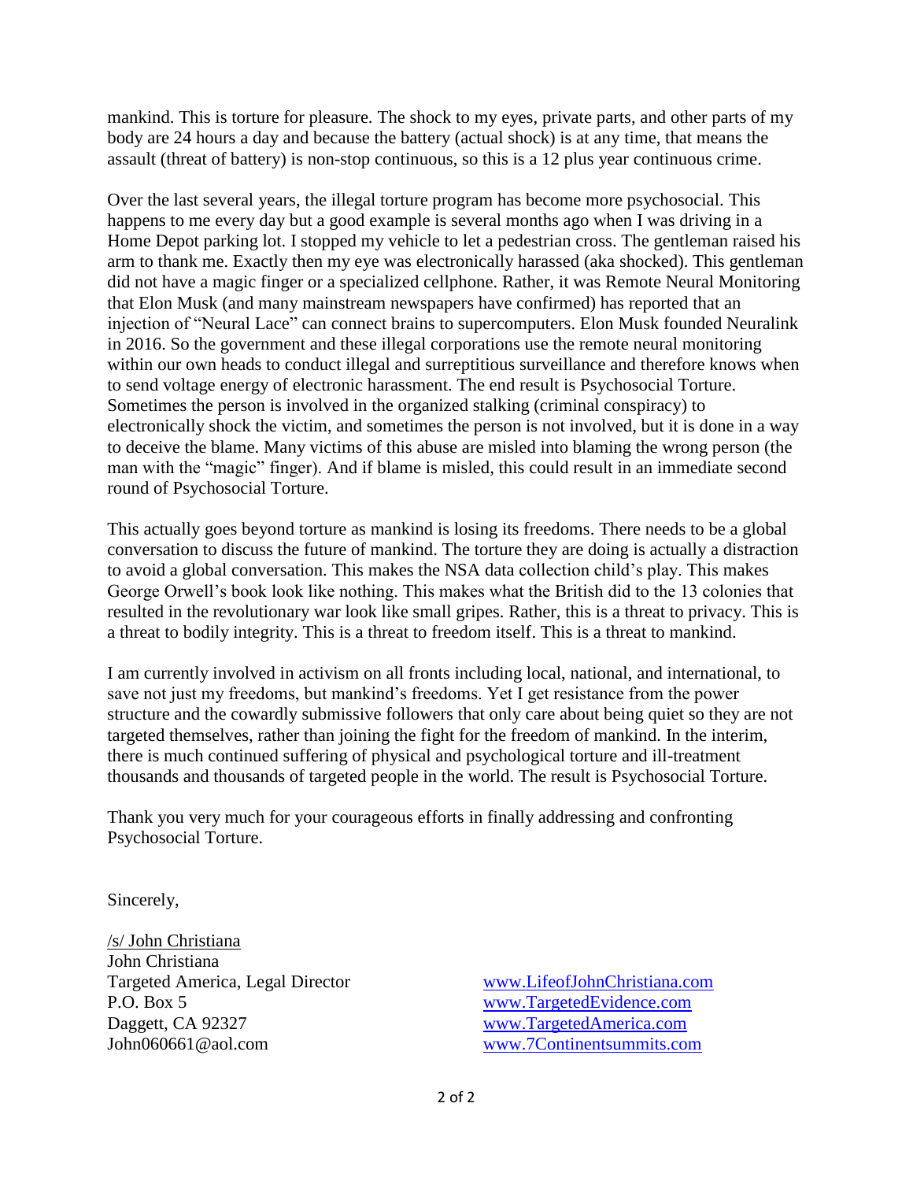mankind. This is torture for pleasure. The shock to my eyes, private parts, and other parts of my body are 24 hours a day and because the battery (actual shock) is at any time, that means the assault (threat of battery) is non-stop continuous, so this is a 12 plus year continuous crime.

Over the last several years, the illegal torture program has become more psychosocial. This happens to me every day but a good example is several months ago when I was driving in a Home Depot parking lot. I stopped my vehicle to let a pedestrian cross. The gentleman raised his arm to thank me. Exactly then my eye was electronically harassed (aka shocked). This gentleman did not have a magic finger or a specialized cellphone. Rather, it was Remote Neural Monitoring that Elon Musk (and many mainstream newspapers have confirmed) has reported that an injection of "Neural Lace" can connect brains to supercomputers. Elon Musk founded Neuralink in 2016. So the government and these illegal corporations use the remote neural monitoring within our own heads to conduct illegal and surreptitious surveillance and therefore knows when to send voltage energy of electronic harassment. The end result is Psychosocial Torture. Sometimes the person is involved in the organized stalking (criminal conspiracy) to electronically shock the victim, and sometimes the person is not involved, but it is done in a way to deceive the blame. Many victims of this abuse are misled into blaming the wrong person (the man with the "magic" finger). And if blame is misled, this could result in an immediate second round of Psychosocial Torture.

This actually goes beyond torture as mankind is losing its freedoms. There needs to be a global conversation to discuss the future of mankind. The torture they are doing is actually a distraction to avoid a global conversation. This makes the NSA data collection child's play. This makes George Orwell's book look like nothing. This makes what the British did to the 13 colonies that resulted in the revolutionary war look like small gripes. Rather, this is a threat to privacy. This is a threat to bodily integrity. This is a threat to freedom itself. This is a threat to mankind.

I am currently involved in activism on all fronts including local, national, and international, to save not just my freedoms, but mankind's freedoms. Yet I get resistance from the power structure and the cowardly submissive followers that only care about being quiet so they are not targeted themselves, rather than joining the fight for the freedom of mankind. In the interim, there is much continued suffering of physical and psychological torture and ill-treatment thousands and thousands of targeted people in the world. The result is Psychosocial Torture.

Thank you very much for your courageous efforts in finally addressing and confronting Psychosocial Torture.

Sincerely,

/s/ John Christiana
John Christiana
Targeted America, Legal Director
P.O. Box 5
Daggett, CA 92327
John060661@aol.com

www.LifeofJohnChristiana.com
www.TargetedEvidence.com
www.TargetedAmerica.com
www.7Continentsummits.com